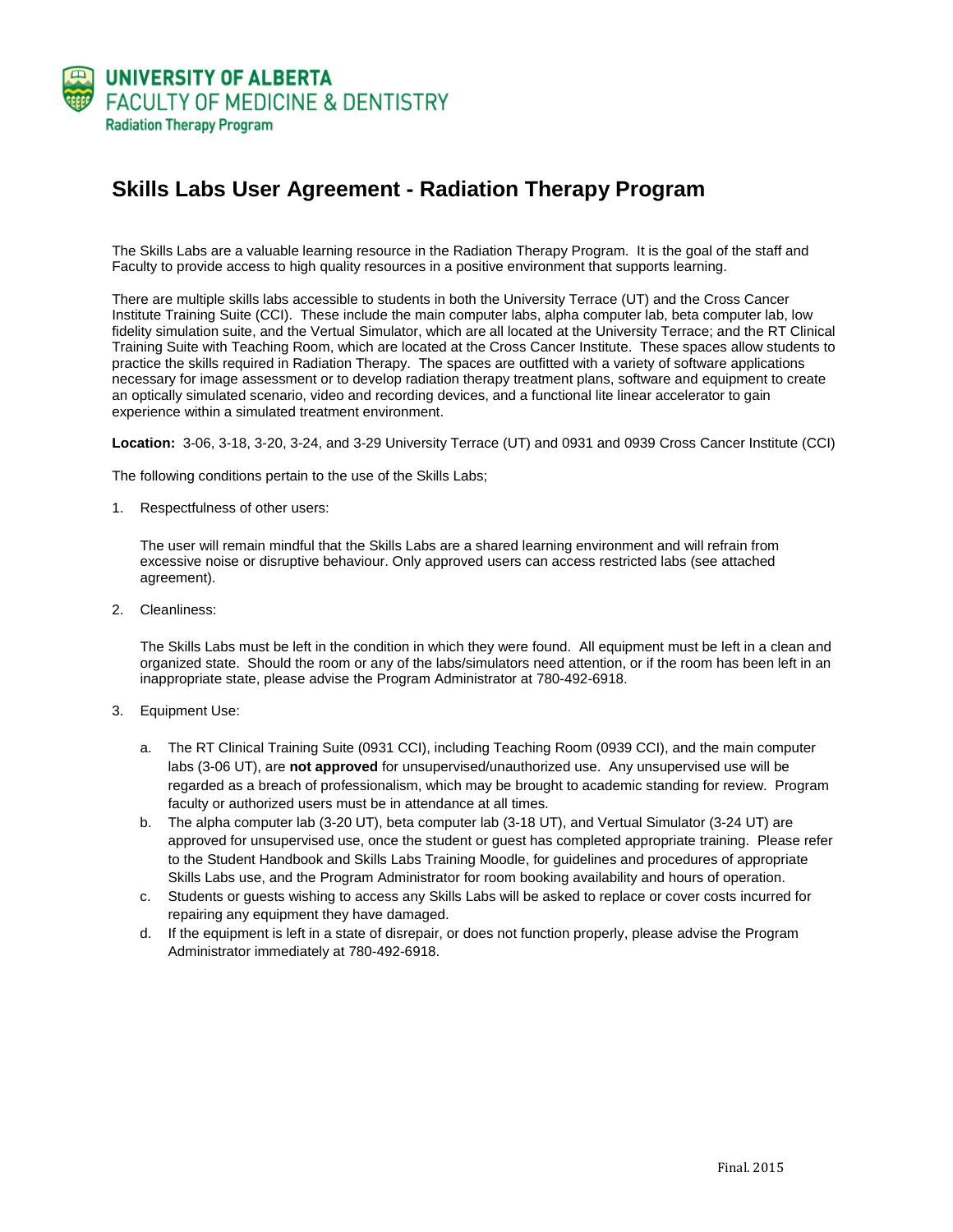UNIVERSITY OF ALBERTA
FACULTY OF MEDICINE & DENTISTRY
Radiation Therapy Program

# Skills Labs User Agreement - Radiation Therapy Program

The Skills Labs are a valuable learning resource in the Radiation Therapy Program. It is the goal of the staff and Faculty to provide access to high quality resources in a positive environment that supports learning.

There are multiple skills labs accessible to students in both the University Terrace (UT) and the Cross Cancer Institute Training Suite (CCI). These include the main computer labs, alpha computer lab, beta computer lab, low fidelity simulation suite, and the Vertual Simulator, which are all located at the University Terrace; and the RT Clinical Training Suite with Teaching Room, which are located at the Cross Cancer Institute. These spaces allow students to practice the skills required in Radiation Therapy. The spaces are outfitted with a variety of software applications necessary for image assessment or to develop radiation therapy treatment plans, software and equipment to create an optically simulated scenario, video and recording devices, and a functional lite linear accelerator to gain experience within a simulated treatment environment.

**Location:** 3-06, 3-18, 3-20, 3-24, and 3-29 University Terrace (UT) and 0931 and 0939 Cross Cancer Institute (CCI)

The following conditions pertain to the use of the Skills Labs;

1. Respectfulness of other users:

   The user will remain mindful that the Skills Labs are a shared learning environment and will refrain from excessive noise or disruptive behaviour. Only approved users can access restricted labs (see attached agreement).

2. Cleanliness:

   The Skills Labs must be left in the condition in which they were found. All equipment must be left in a clean and organized state. Should the room or any of the labs/simulators need attention, or if the room has been left in an inappropriate state, please advise the Program Administrator at 780-492-6918.

3. Equipment Use:

   a. The RT Clinical Training Suite (0931 CCI), including Teaching Room (0939 CCI), and the main computer labs (3-06 UT), are **not approved** for unsupervised/unauthorized use. Any unsupervised use will be regarded as a breach of professionalism, which may be brought to academic standing for review. Program faculty or authorized users must be in attendance at all times.
   b. The alpha computer lab (3-20 UT), beta computer lab (3-18 UT), and Vertual Simulator (3-24 UT) are approved for unsupervised use, once the student or guest has completed appropriate training. Please refer to the Student Handbook and Skills Labs Training Moodle, for guidelines and procedures of appropriate Skills Labs use, and the Program Administrator for room booking availability and hours of operation.
   c. Students or guests wishing to access any Skills Labs will be asked to replace or cover costs incurred for repairing any equipment they have damaged.
   d. If the equipment is left in a state of disrepair, or does not function properly, please advise the Program Administrator immediately at 780-492-6918.

Final. 2015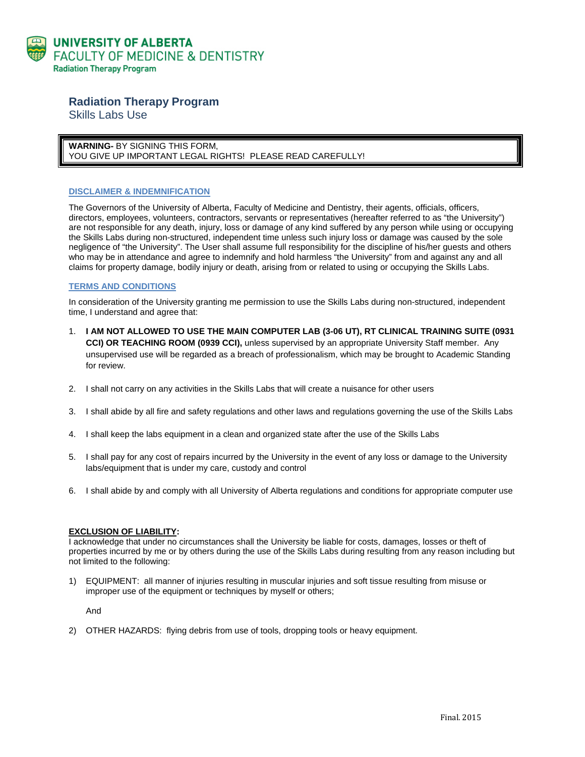UNIVERSITY OF ALBERTA
FACULTY OF MEDICINE & DENTISTRY
Radiation Therapy Program

# Radiation Therapy Program

## Skills Labs Use

**WARNING-** BY SIGNING THIS FORM,
YOU GIVE UP IMPORTANT LEGAL RIGHTS! PLEASE READ CAREFULLY!

### DISCLAIMER & INDEMNIFICATION

The Governors of the University of Alberta, Faculty of Medicine and Dentistry, their agents, officials, officers, directors, employees, volunteers, contractors, servants or representatives (hereafter referred to as "the University") are not responsible for any death, injury, loss or damage of any kind suffered by any person while using or occupying the Skills Labs during non-structured, independent time unless such injury loss or damage was caused by the sole negligence of "the University". The User shall assume full responsibility for the discipline of his/her guests and others who may be in attendance and agree to indemnify and hold harmless "the University" from and against any and all claims for property damage, bodily injury or death, arising from or related to using or occupying the Skills Labs.

### TERMS AND CONDITIONS

In consideration of the University granting me permission to use the Skills Labs during non-structured, independent time, I understand and agree that:

1. **I AM NOT ALLOWED TO USE THE MAIN COMPUTER LAB (3-06 UT), RT CLINICAL TRAINING SUITE (0931 CCI) OR TEACHING ROOM (0939 CCI),** unless supervised by an appropriate University Staff member. Any unsupervised use will be regarded as a breach of professionalism, which may be brought to Academic Standing for review.

2. I shall not carry on any activities in the Skills Labs that will create a nuisance for other users

3. I shall abide by all fire and safety regulations and other laws and regulations governing the use of the Skills Labs

4. I shall keep the labs equipment in a clean and organized state after the use of the Skills Labs

5. I shall pay for any cost of repairs incurred by the University in the event of any loss or damage to the University labs/equipment that is under my care, custody and control

6. I shall abide by and comply with all University of Alberta regulations and conditions for appropriate computer use

**EXCLUSION OF LIABILITY:**

I acknowledge that under no circumstances shall the University be liable for costs, damages, losses or theft of properties incurred by me or by others during the use of the Skills Labs during resulting from any reason including but not limited to the following:

1) EQUIPMENT: all manner of injuries resulting in muscular injuries and soft tissue resulting from misuse or improper use of the equipment or techniques by myself or others;

   And

2) OTHER HAZARDS: flying debris from use of tools, dropping tools or heavy equipment.

Final. 2015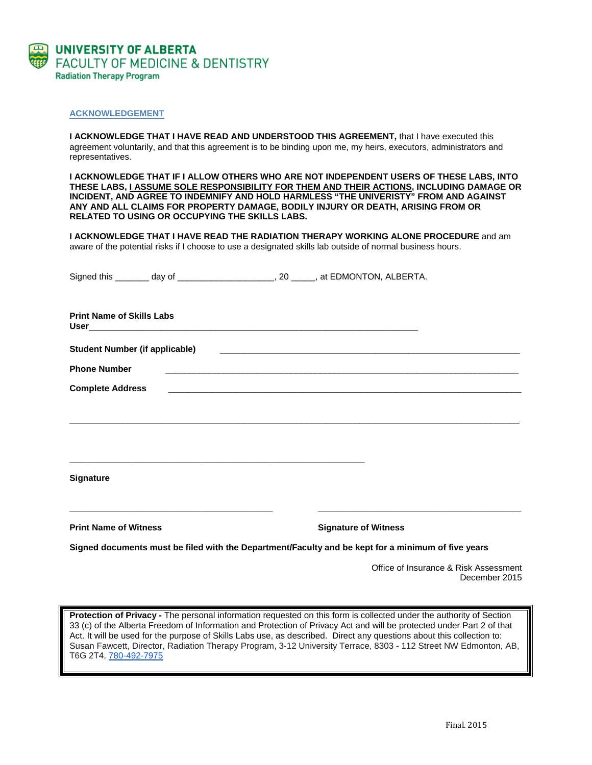UNIVERSITY OF ALBERTA
FACULTY OF MEDICINE & DENTISTRY
Radiation Therapy Program

## ACKNOWLEDGEMENT

**I ACKNOWLEDGE THAT I HAVE READ AND UNDERSTOOD THIS AGREEMENT,** that I have executed this agreement voluntarily, and that this agreement is to be binding upon me, my heirs, executors, administrators and representatives.

**I ACKNOWLEDGE THAT IF I ALLOW OTHERS WHO ARE NOT INDEPENDENT USERS OF THESE LABS, INTO THESE LABS, I ASSUME SOLE RESPONSIBILITY FOR THEM AND THEIR ACTIONS, INCLUDING DAMAGE OR INCIDENT, AND AGREE TO INDEMNIFY AND HOLD HARMLESS "THE UNIVERISTY" FROM AND AGAINST ANY AND ALL CLAIMS FOR PROPERTY DAMAGE, BODILY INJURY OR DEATH, ARISING FROM OR RELATED TO USING OR OCCUPYING THE SKILLS LABS.**

**I ACKNOWLEDGE THAT I HAVE READ THE RADIATION THERAPY WORKING ALONE PROCEDURE** and am aware of the potential risks if I choose to use a designated skills lab outside of normal business hours.

Signed this _______ day of ____________________, 20 _____, at EDMONTON, ALBERTA.

**Print Name of Skills Labs User**______________________________________________________________________

**Student Number (if applicable)** ______________________________________________________________

**Phone Number** ________________________________________________________________________

**Complete Address** ______________________________________________________________________

_____________________________________________________________________________________

_____________________________________________________

**Signature**

_____________________________________ _____________________________________

**Print Name of Witness** **Signature of Witness**

**Signed documents must be filed with the Department/Faculty and be kept for a minimum of five years**

Office of Insurance & Risk Assessment
December 2015

**Protection of Privacy -** The personal information requested on this form is collected under the authority of Section 33 (c) of the Alberta Freedom of Information and Protection of Privacy Act and will be protected under Part 2 of that Act. It will be used for the purpose of Skills Labs use, as described. Direct any questions about this collection to: Susan Fawcett, Director, Radiation Therapy Program, 3-12 University Terrace, 8303 - 112 Street NW Edmonton, AB, T6G 2T4, 780-492-7975

Final. 2015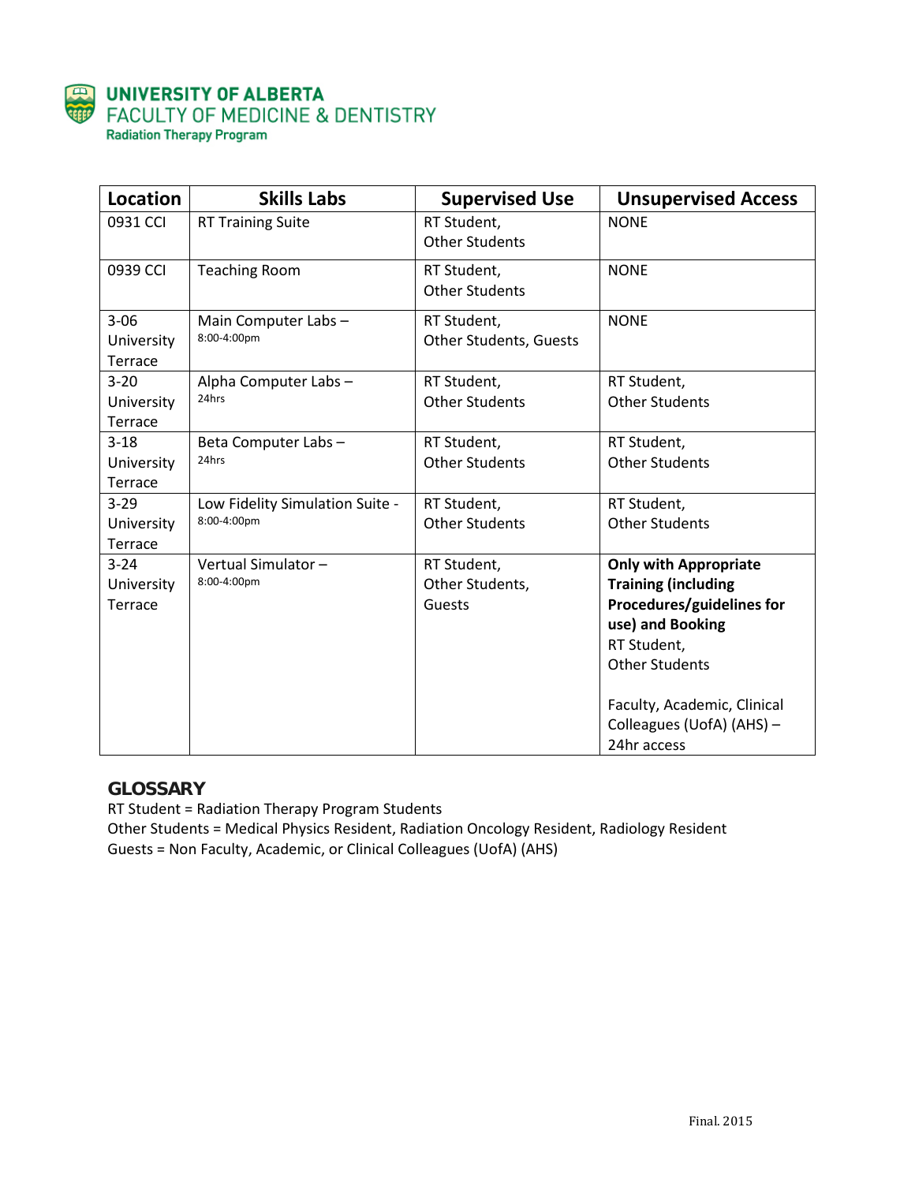UNIVERSITY OF ALBERTA
FACULTY OF MEDICINE & DENTISTRY
Radiation Therapy Program

| Location | Skills Labs | Supervised Use | Unsupervised Access |
|---|---|---|---|
| 0931 CCI | RT Training Suite | RT Student, Other Students | NONE |
| 0939 CCI | Teaching Room | RT Student, Other Students | NONE |
| 3-06 University Terrace | Main Computer Labs – 8:00-4:00pm | RT Student, Other Students, Guests | NONE |
| 3-20 University Terrace | Alpha Computer Labs – 24hrs | RT Student, Other Students | RT Student, Other Students |
| 3-18 University Terrace | Beta Computer Labs – 24hrs | RT Student, Other Students | RT Student, Other Students |
| 3-29 University Terrace | Low Fidelity Simulation Suite - 8:00-4:00pm | RT Student, Other Students | RT Student, Other Students |
| 3-24 University Terrace | Vertual Simulator – 8:00-4:00pm | RT Student, Other Students, Guests | **Only with Appropriate Training (including Procedures/guidelines for use) and Booking** RT Student, Other Students<br><br>Faculty, Academic, Clinical Colleagues (UofA) (AHS) – 24hr access |

## GLOSSARY

RT Student = Radiation Therapy Program Students
Other Students = Medical Physics Resident, Radiation Oncology Resident, Radiology Resident
Guests = Non Faculty, Academic, or Clinical Colleagues (UofA) (AHS)

Final. 2015